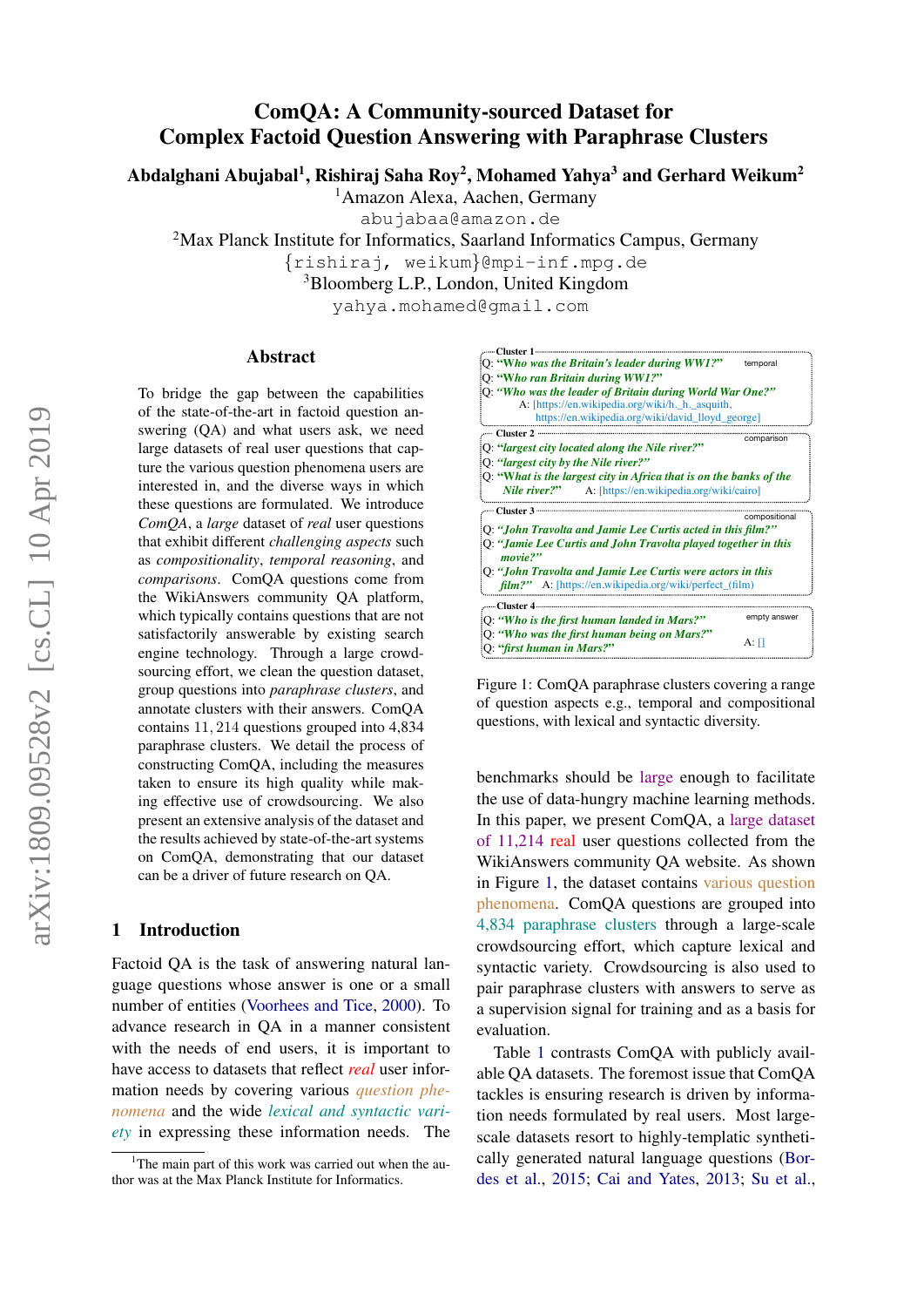# ComQA: A Community-sourced Dataset for Complex Factoid Question Answering with Paraphrase Clusters

**Abdalghani Abujabal[1], Rishiraj Saha Roy[2], Mohamed Yahya[3] and Gerhard Weikum[2]**

[1]Amazon Alexa, Aachen, Germany
abujabaa@amazon.de
[2]Max Planck Institute for Informatics, Saarland Informatics Campus, Germany
{rishiraj, weikum}@mpi-inf.mpg.de
[3]Bloomberg L.P., London, United Kingdom
yahya.mohamed@gmail.com

## Abstract

To bridge the gap between the capabilities of the state-of-the-art in factoid question answering (QA) and what users ask, we need large datasets of real user questions that capture the various question phenomena users are interested in, and the diverse ways in which these questions are formulated. We introduce *ComQA*, a *large* dataset of *real* user questions that exhibit different *challenging aspects* such as *compositionality*, *temporal reasoning*, and *comparisons*. ComQA questions come from the WikiAnswers community QA platform, which typically contains questions that are not satisfactorily answerable by existing search engine technology. Through a large crowdsourcing effort, we clean the question dataset, group questions into *paraphrase clusters*, and annotate clusters with their answers. ComQA contains 11,214 questions grouped into 4,834 paraphrase clusters. We detail the process of constructing ComQA, including the measures taken to ensure its high quality while making effective use of crowdsourcing. We also present an extensive analysis of the dataset and the results achieved by state-of-the-art systems on ComQA, demonstrating that our dataset can be a driver of future research on QA.

## 1 Introduction

Factoid QA is the task of answering natural language questions whose answer is one or a small number of entities (Voorhees and Tice, 2000). To advance research in QA in a manner consistent with the needs of end users, it is important to have access to datasets that reflect *real* user information needs by covering various *question phenomena* and the wide *lexical and syntactic variety* in expressing these information needs. The benchmarks should be large enough to facilitate the use of data-hungry machine learning methods. In this paper, we present ComQA, a large dataset of 11,214 real user questions collected from the WikiAnswers community QA website. As shown in Figure 1, the dataset contains various question phenomena. ComQA questions are grouped into 4,834 paraphrase clusters through a large-scale crowdsourcing effort, which capture lexical and syntactic variety. Crowdsourcing is also used to pair paraphrase clusters with answers to serve as a supervision signal for training and as a basis for evaluation.

**Cluster 1** (temporal)
Q: *"Who was the Britain's leader during WW1?"*
Q: *"Who ran Britain during WW1?"*
Q: *"Who was the leader of Britain during World War One?"*
A: [https://en.wikipedia.org/wiki/h._h._asquith, https://en.wikipedia.org/wiki/david_lloyd_george]

**Cluster 2** (comparison)
Q: *"largest city located along the Nile river?"*
Q: *"largest city by the Nile river?"*
Q: *"What is the largest city in Africa that is on the banks of the Nile river?"*
A: [https://en.wikipedia.org/wiki/cairo]

**Cluster 3** (compositional)
Q: *"John Travolta and Jamie Lee Curtis acted in this film?"*
Q: *"Jamie Lee Curtis and John Travolta played together in this movie?"*
Q: *"John Travolta and Jamie Lee Curtis were actors in this film?"*
A: [https://en.wikipedia.org/wiki/perfect_(film)]

**Cluster 4** (empty answer)
Q: *"Who is the first human landed in Mars?"*
Q: *"Who was the first human being on Mars?"*
Q: *"first human in Mars?"*
A: []

Figure 1: ComQA paraphrase clusters covering a range of question aspects e.g., temporal and compositional questions, with lexical and syntactic diversity.

Table 1 contrasts ComQA with publicly available QA datasets. The foremost issue that ComQA tackles is ensuring research is driven by information needs formulated by real users. Most large-scale datasets resort to highly-templatic synthetically generated natural language questions (Bordes et al., 2015; Cai and Yates, 2013; Su et al.,

[1]The main part of this work was carried out when the author was at the Max Planck Institute for Informatics.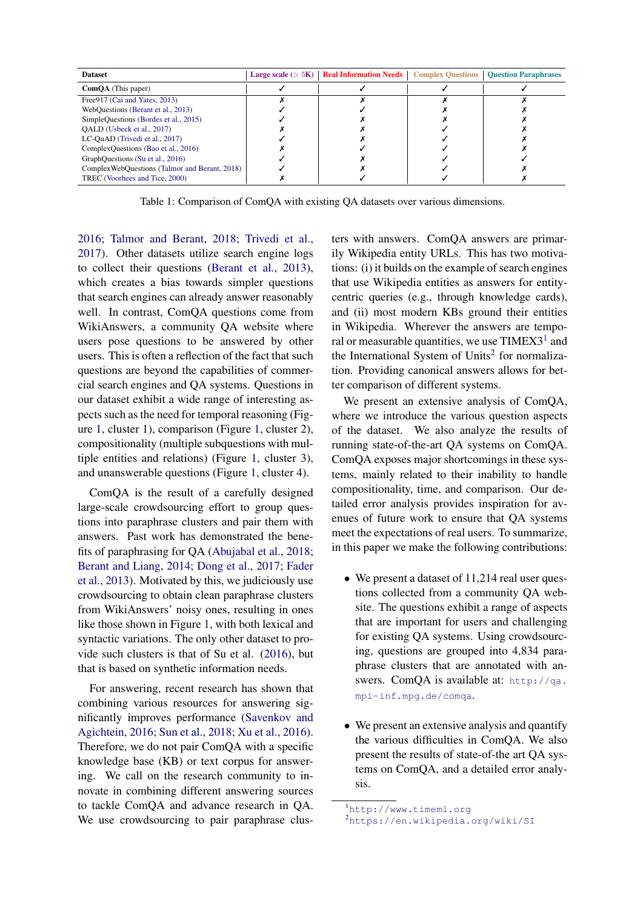| Dataset | Large scale (> 5K) | Real Information Needs | Complex Questions | Question Paraphrases |
|---|---|---|---|---|
| **ComQA** (This paper) | ✓ | ✓ | ✓ | ✓ |
| Free917 (Cai and Yates, 2013) | ✗ | ✗ | ✗ | ✗ |
| WebQuestions (Berant et al., 2013) | ✓ | ✓ | ✗ | ✗ |
| SimpleQuestions (Bordes et al., 2015) | ✓ | ✗ | ✗ | ✗ |
| QALD (Usbeck et al., 2017) | ✗ | ✗ | ✓ | ✗ |
| LC-QuAD (Trivedi et al., 2017) | ✓ | ✗ | ✓ | ✗ |
| ComplexQuestions (Bao et al., 2016) | ✗ | ✓ | ✓ | ✗ |
| GraphQuestions (Su et al., 2016) | ✓ | ✗ | ✓ | ✓ |
| ComplexWebQuestions (Talmor and Berant, 2018) | ✓ | ✗ | ✓ | ✗ |
| TREC (Voorhees and Tice, 2000) | ✗ | ✓ | ✓ | ✗ |

Table 1: Comparison of ComQA with existing QA datasets over various dimensions.

2016; Talmor and Berant, 2018; Trivedi et al., 2017). Other datasets utilize search engine logs to collect their questions (Berant et al., 2013), which creates a bias towards simpler questions that search engines can already answer reasonably well. In contrast, ComQA questions come from WikiAnswers, a community QA website where users pose questions to be answered by other users. This is often a reflection of the fact that such questions are beyond the capabilities of commercial search engines and QA systems. Questions in our dataset exhibit a wide range of interesting aspects such as the need for temporal reasoning (Figure 1, cluster 1), comparison (Figure 1, cluster 2), compositionality (multiple subquestions with multiple entities and relations) (Figure 1, cluster 3), and unanswerable questions (Figure 1, cluster 4).

ComQA is the result of a carefully designed large-scale crowdsourcing effort to group questions into paraphrase clusters and pair them with answers. Past work has demonstrated the benefits of paraphrasing for QA (Abujabal et al., 2018; Berant and Liang, 2014; Dong et al., 2017; Fader et al., 2013). Motivated by this, we judiciously use crowdsourcing to obtain clean paraphrase clusters from WikiAnswers' noisy ones, resulting in ones like those shown in Figure 1, with both lexical and syntactic variations. The only other dataset to provide such clusters is that of Su et al. (2016), but that is based on synthetic information needs.

For answering, recent research has shown that combining various resources for answering significantly improves performance (Savenkov and Agichtein, 2016; Sun et al., 2018; Xu et al., 2016). Therefore, we do not pair ComQA with a specific knowledge base (KB) or text corpus for answering. We call on the research community to innovate in combining different answering sources to tackle ComQA and advance research in QA. We use crowdsourcing to pair paraphrase clusters with answers. ComQA answers are primarily Wikipedia entity URLs. This has two motivations: (i) it builds on the example of search engines that use Wikipedia entities as answers for entity-centric queries (e.g., through knowledge cards), and (ii) most modern KBs ground their entities in Wikipedia. Wherever the answers are temporal or measurable quantities, we use TIMEX3[1] and the International System of Units[2] for normalization. Providing canonical answers allows for better comparison of different systems.

We present an extensive analysis of ComQA, where we introduce the various question aspects of the dataset. We also analyze the results of running state-of-the-art QA systems on ComQA. ComQA exposes major shortcomings in these systems, mainly related to their inability to handle compositionality, time, and comparison. Our detailed error analysis provides inspiration for avenues of future work to ensure that QA systems meet the expectations of real users. To summarize, in this paper we make the following contributions:

- We present a dataset of 11,214 real user questions collected from a community QA website. The questions exhibit a range of aspects that are important for users and challenging for existing QA systems. Using crowdsourcing, questions are grouped into 4,834 paraphrase clusters that are annotated with answers. ComQA is available at: http://qa.mpi-inf.mpg.de/comqa.

- We present an extensive analysis and quantify the various difficulties in ComQA. We also present the results of state-of-the art QA systems on ComQA, and a detailed error analysis.

[1] http://www.timeml.org
[2] https://en.wikipedia.org/wiki/SI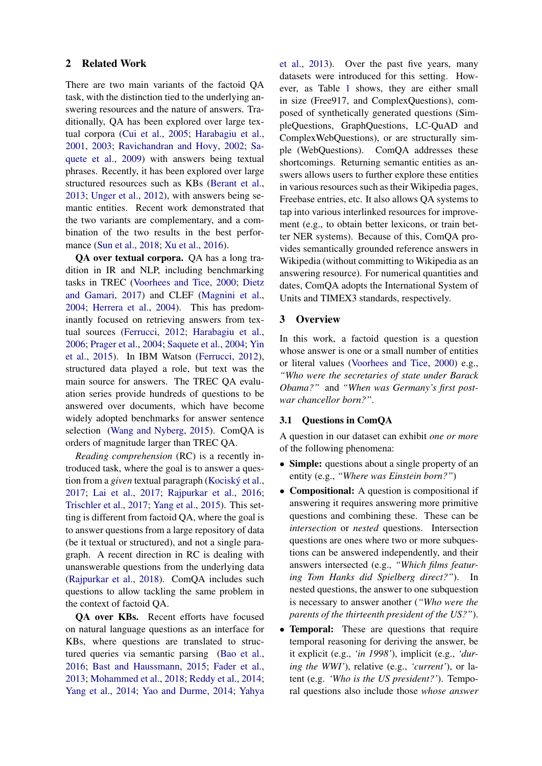## 2 Related Work

There are two main variants of the factoid QA task, with the distinction tied to the underlying answering resources and the nature of answers. Traditionally, QA has been explored over large textual corpora (Cui et al., 2005; Harabagiu et al., 2001, 2003; Ravichandran and Hovy, 2002; Saquete et al., 2009) with answers being textual phrases. Recently, it has been explored over large structured resources such as KBs (Berant et al., 2013; Unger et al., 2012), with answers being semantic entities. Recent work demonstrated that the two variants are complementary, and a combination of the two results in the best performance (Sun et al., 2018; Xu et al., 2016).

**QA over textual corpora.** QA has a long tradition in IR and NLP, including benchmarking tasks in TREC (Voorhees and Tice, 2000; Dietz and Gamari, 2017) and CLEF (Magnini et al., 2004; Herrera et al., 2004). This has predominantly focused on retrieving answers from textual sources (Ferrucci, 2012; Harabagiu et al., 2006; Prager et al., 2004; Saquete et al., 2004; Yin et al., 2015). In IBM Watson (Ferrucci, 2012), structured data played a role, but text was the main source for answers. The TREC QA evaluation series provide hundreds of questions to be answered over documents, which have become widely adopted benchmarks for answer sentence selection (Wang and Nyberg, 2015). ComQA is orders of magnitude larger than TREC QA.

*Reading comprehension* (RC) is a recently introduced task, where the goal is to answer a question from a *given* textual paragraph (Kociský et al., 2017; Lai et al., 2017; Rajpurkar et al., 2016; Trischler et al., 2017; Yang et al., 2015). This setting is different from factoid QA, where the goal is to answer questions from a large repository of data (be it textual or structured), and not a single paragraph. A recent direction in RC is dealing with unanswerable questions from the underlying data (Rajpurkar et al., 2018). ComQA includes such questions to allow tackling the same problem in the context of factoid QA.

**QA over KBs.** Recent efforts have focused on natural language questions as an interface for KBs, where questions are translated to structured queries via semantic parsing (Bao et al., 2016; Bast and Haussmann, 2015; Fader et al., 2013; Mohammed et al., 2018; Reddy et al., 2014; Yang et al., 2014; Yao and Durme, 2014; Yahya et al., 2013). Over the past five years, many datasets were introduced for this setting. However, as Table 1 shows, they are either small in size (Free917, and ComplexQuestions), composed of synthetically generated questions (SimpleQuestions, GraphQuestions, LC-QuAD and ComplexWebQuestions), or are structurally simple (WebQuestions). ComQA addresses these shortcomings. Returning semantic entities as answers allows users to further explore these entities in various resources such as their Wikipedia pages, Freebase entries, etc. It also allows QA systems to tap into various interlinked resources for improvement (e.g., to obtain better lexicons, or train better NER systems). Because of this, ComQA provides semantically grounded reference answers in Wikipedia (without committing to Wikipedia as an answering resource). For numerical quantities and dates, ComQA adopts the International System of Units and TIMEX3 standards, respectively.

## 3 Overview

In this work, a factoid question is a question whose answer is one or a small number of entities or literal values (Voorhees and Tice, 2000) e.g., *"Who were the secretaries of state under Barack Obama?"* and *"When was Germany's first post-war chancellor born?"*.

### 3.1 Questions in ComQA

A question in our dataset can exhibit *one or more* of the following phenomena:

- **Simple:** questions about a single property of an entity (e.g., *"Where was Einstein born?"*)
- **Compositional:** A question is compositional if answering it requires answering more primitive questions and combining these. These can be *intersection* or *nested* questions. Intersection questions are ones where two or more subquestions can be answered independently, and their answers intersected (e.g., *"Which films featuring Tom Hanks did Spielberg direct?"*). In nested questions, the answer to one subquestion is necessary to answer another (*"Who were the parents of the thirteenth president of the US?"*).
- **Temporal:** These are questions that require temporal reasoning for deriving the answer, be it explicit (e.g., *'in 1998'*), implicit (e.g., *'during the WWI'*), relative (e.g., *'current'*), or latent (e.g. *'Who is the US president?'*). Temporal questions also include those *whose answer*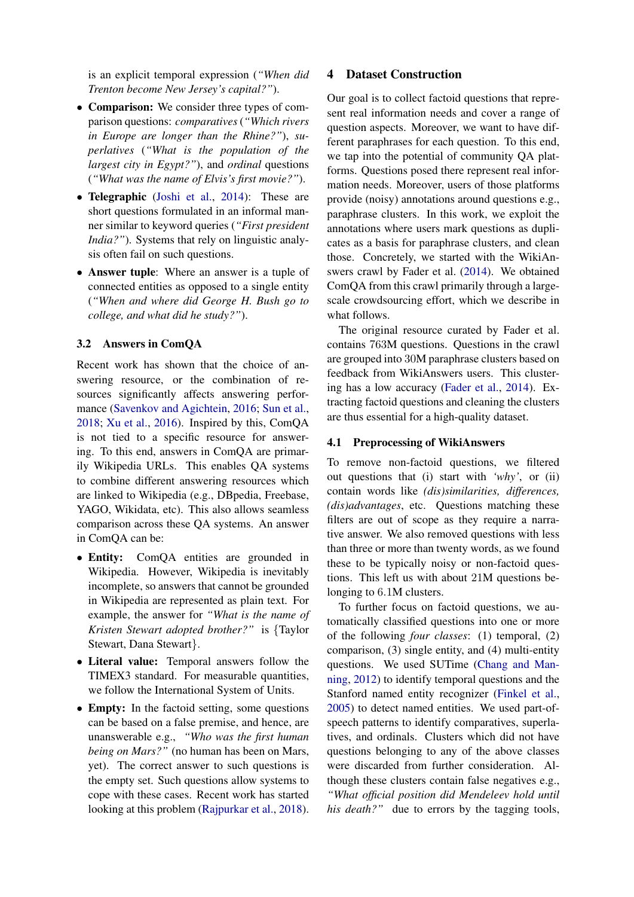is an explicit temporal expression (*"When did Trenton become New Jersey's capital?"*).

- **Comparison:** We consider three types of comparison questions: *comparatives* (*"Which rivers in Europe are longer than the Rhine?"*), *superlatives* (*"What is the population of the largest city in Egypt?"*), and *ordinal* questions (*"What was the name of Elvis's first movie?"*).
- **Telegraphic** (Joshi et al., 2014): These are short questions formulated in an informal manner similar to keyword queries (*"First president India?"*). Systems that rely on linguistic analysis often fail on such questions.
- **Answer tuple**: Where an answer is a tuple of connected entities as opposed to a single entity (*"When and where did George H. Bush go to college, and what did he study?"*).

### 3.2 Answers in ComQA

Recent work has shown that the choice of answering resource, or the combination of resources significantly affects answering performance (Savenkov and Agichtein, 2016; Sun et al., 2018; Xu et al., 2016). Inspired by this, ComQA is not tied to a specific resource for answering. To this end, answers in ComQA are primarily Wikipedia URLs. This enables QA systems to combine different answering resources which are linked to Wikipedia (e.g., DBpedia, Freebase, YAGO, Wikidata, etc). This also allows seamless comparison across these QA systems. An answer in ComQA can be:

- **Entity:** ComQA entities are grounded in Wikipedia. However, Wikipedia is inevitably incomplete, so answers that cannot be grounded in Wikipedia are represented as plain text. For example, the answer for *"What is the name of Kristen Stewart adopted brother?"* is {Taylor Stewart, Dana Stewart}.
- **Literal value:** Temporal answers follow the TIMEX3 standard. For measurable quantities, we follow the International System of Units.
- **Empty:** In the factoid setting, some questions can be based on a false premise, and hence, are unanswerable e.g., *"Who was the first human being on Mars?"* (no human has been on Mars, yet). The correct answer to such questions is the empty set. Such questions allow systems to cope with these cases. Recent work has started looking at this problem (Rajpurkar et al., 2018).

## 4 Dataset Construction

Our goal is to collect factoid questions that represent real information needs and cover a range of question aspects. Moreover, we want to have different paraphrases for each question. To this end, we tap into the potential of community QA platforms. Questions posed there represent real information needs. Moreover, users of those platforms provide (noisy) annotations around questions e.g., paraphrase clusters. In this work, we exploit the annotations where users mark questions as duplicates as a basis for paraphrase clusters, and clean those. Concretely, we started with the WikiAnswers crawl by Fader et al. (2014). We obtained ComQA from this crawl primarily through a large-scale crowdsourcing effort, which we describe in what follows.

The original resource curated by Fader et al. contains 763M questions. Questions in the crawl are grouped into 30M paraphrase clusters based on feedback from WikiAnswers users. This clustering has a low accuracy (Fader et al., 2014). Extracting factoid questions and cleaning the clusters are thus essential for a high-quality dataset.

### 4.1 Preprocessing of WikiAnswers

To remove non-factoid questions, we filtered out questions that (i) start with *'why'*, or (ii) contain words like *(dis)similarities, differences, (dis)advantages*, etc. Questions matching these filters are out of scope as they require a narrative answer. We also removed questions with less than three or more than twenty words, as we found these to be typically noisy or non-factoid questions. This left us with about 21M questions belonging to 6.1M clusters.

To further focus on factoid questions, we automatically classified questions into one or more of the following *four classes*: (1) temporal, (2) comparison, (3) single entity, and (4) multi-entity questions. We used SUTime (Chang and Manning, 2012) to identify temporal questions and the Stanford named entity recognizer (Finkel et al., 2005) to detect named entities. We used part-of-speech patterns to identify comparatives, superlatives, and ordinals. Clusters which did not have questions belonging to any of the above classes were discarded from further consideration. Although these clusters contain false negatives e.g., *"What official position did Mendeleev hold until his death?"* due to errors by the tagging tools,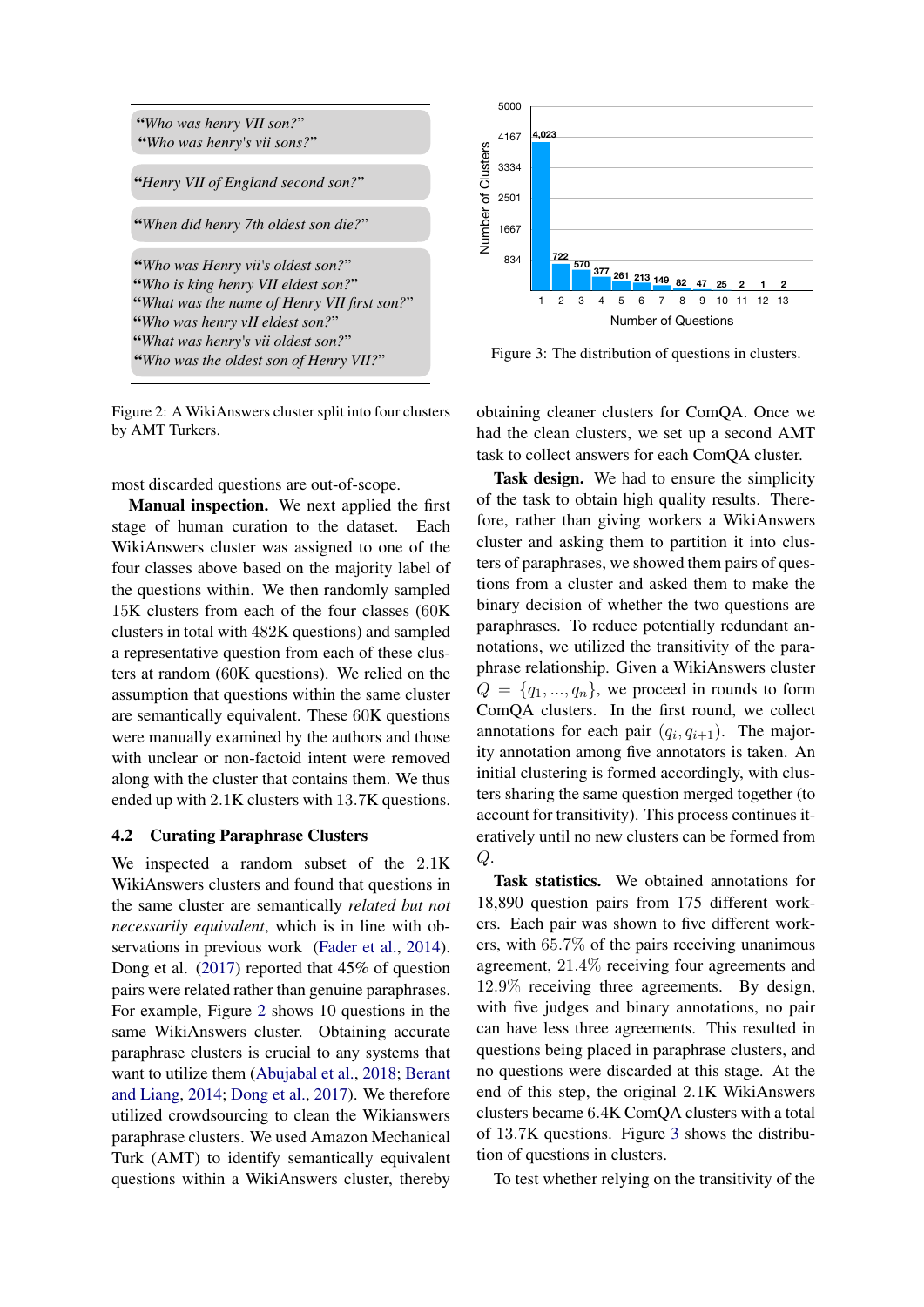"*Who was henry VII son?*"
"*Who was henry's vii sons?*"

"*Henry VII of England second son?*"

"*When did henry 7th oldest son die?*"

"*Who was Henry vii's oldest son?*"
"*Who is king henry VII eldest son?*"
"*What was the name of Henry VII first son?*"
"*Who was henry vII eldest son?*"
"*What was henry's vii oldest son?*"
"*Who was the oldest son of Henry VII?*"

Figure 2: A WikiAnswers cluster split into four clusters by AMT Turkers.

| Number of Questions | 1 | 2 | 3 | 4 | 5 | 6 | 7 | 8 | 9 | 10 | 11 | 12 | 13 |
|---|---|---|---|---|---|---|---|---|---|---|---|---|---|
| Number of Clusters | 4,023 | 722 | 570 | 377 | 261 | 213 | 149 | 82 | 47 | 25 | 2 | 1 | 2 |

Figure 3: The distribution of questions in clusters.

most discarded questions are out-of-scope.

**Manual inspection.** We next applied the first stage of human curation to the dataset. Each WikiAnswers cluster was assigned to one of the four classes above based on the majority label of the questions within. We then randomly sampled 15K clusters from each of the four classes (60K clusters in total with 482K questions) and sampled a representative question from each of these clusters at random (60K questions). We relied on the assumption that questions within the same cluster are semantically equivalent. These 60K questions were manually examined by the authors and those with unclear or non-factoid intent were removed along with the cluster that contains them. We thus ended up with 2.1K clusters with 13.7K questions.

### 4.2 Curating Paraphrase Clusters

We inspected a random subset of the 2.1K WikiAnswers clusters and found that questions in the same cluster are semantically *related but not necessarily equivalent*, which is in line with observations in previous work (Fader et al., 2014). Dong et al. (2017) reported that 45% of question pairs were related rather than genuine paraphrases. For example, Figure 2 shows 10 questions in the same WikiAnswers cluster. Obtaining accurate paraphrase clusters is crucial to any systems that want to utilize them (Abujabal et al., 2018; Berant and Liang, 2014; Dong et al., 2017). We therefore utilized crowdsourcing to clean the Wikianswers paraphrase clusters. We used Amazon Mechanical Turk (AMT) to identify semantically equivalent questions within a WikiAnswers cluster, thereby obtaining cleaner clusters for ComQA. Once we had the clean clusters, we set up a second AMT task to collect answers for each ComQA cluster.

**Task design.** We had to ensure the simplicity of the task to obtain high quality results. Therefore, rather than giving workers a WikiAnswers cluster and asking them to partition it into clusters of paraphrases, we showed them pairs of questions from a cluster and asked them to make the binary decision of whether the two questions are paraphrases. To reduce potentially redundant annotations, we utilized the transitivity of the paraphrase relationship. Given a WikiAnswers cluster $Q = \{q_1, ..., q_n\}$, we proceed in rounds to form ComQA clusters. In the first round, we collect annotations for each pair $(q_i, q_{i+1})$. The majority annotation among five annotators is taken. An initial clustering is formed accordingly, with clusters sharing the same question merged together (to account for transitivity). This process continues iteratively until no new clusters can be formed from $Q$.

**Task statistics.** We obtained annotations for 18,890 question pairs from 175 different workers. Each pair was shown to five different workers, with 65.7% of the pairs receiving unanimous agreement, 21.4% receiving four agreements and 12.9% receiving three agreements. By design, with five judges and binary annotations, no pair can have less three agreements. This resulted in questions being placed in paraphrase clusters, and no questions were discarded at this stage. At the end of this step, the original 2.1K WikiAnswers clusters became 6.4K ComQA clusters with a total of 13.7K questions. Figure 3 shows the distribution of questions in clusters.

To test whether relying on the transitivity of the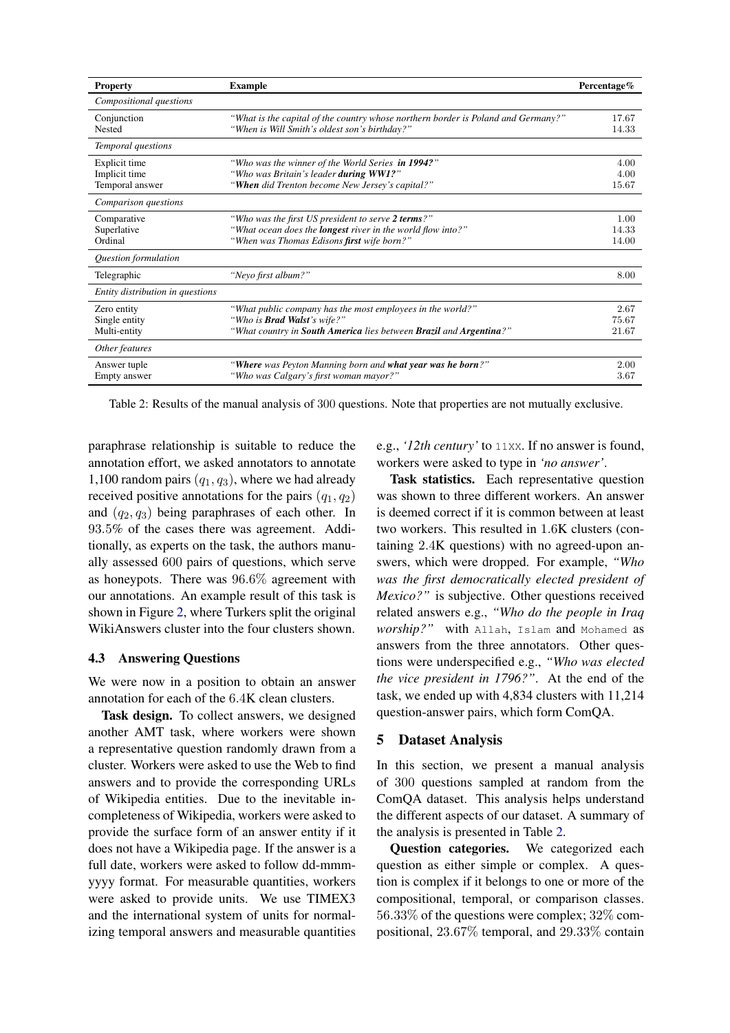| Property | Example | Percentage% |
|---|---|---|
| *Compositional questions* | | |
| Conjunction | *"What is the capital of the country whose northern border is Poland and Germany?"* | 17.67 |
| Nested | *"When is Will Smith's oldest son's birthday?"* | 14.33 |
| *Temporal questions* | | |
| Explicit time | *"Who was the winner of the World Series **in 1994?**"* | 4.00 |
| Implicit time | *"Who was Britain's leader **during WW1?**"* | 4.00 |
| Temporal answer | *"**When** did Trenton become New Jersey's capital?"* | 15.67 |
| *Comparison questions* | | |
| Comparative | *"Who was the first US president to serve **2 terms**?"* | 1.00 |
| Superlative | *"What ocean does the **longest** river in the world flow into?"* | 14.33 |
| Ordinal | *"When was Thomas Edisons **first** wife born?"* | 14.00 |
| *Question formulation* | | |
| Telegraphic | *"Neyo first album?"* | 8.00 |
| *Entity distribution in questions* | | |
| Zero entity | *"What public company has the most employees in the world?"* | 2.67 |
| Single entity | *"Who is **Brad Walst**'s wife?"* | 75.67 |
| Multi-entity | *"What country in **South America** lies between **Brazil** and **Argentina**?"* | 21.67 |
| *Other features* | | |
| Answer tuple | *"**Where** was Peyton Manning born and **what year was he born**?"* | 2.00 |
| Empty answer | *"Who was Calgary's first woman mayor?"* | 3.67 |

Table 2: Results of the manual analysis of 300 questions. Note that properties are not mutually exclusive.

paraphrase relationship is suitable to reduce the annotation effort, we asked annotators to annotate 1,100 random pairs $(q_1, q_3)$, where we had already received positive annotations for the pairs $(q_1, q_2)$ and $(q_2, q_3)$ being paraphrases of each other. In 93.5% of the cases there was agreement. Additionally, as experts on the task, the authors manually assessed 600 pairs of questions, which serve as honeypots. There was 96.6% agreement with our annotations. An example result of this task is shown in Figure 2, where Turkers split the original WikiAnswers cluster into the four clusters shown.

### 4.3 Answering Questions

We were now in a position to obtain an answer annotation for each of the 6.4K clean clusters.

**Task design.** To collect answers, we designed another AMT task, where workers were shown a representative question randomly drawn from a cluster. Workers were asked to use the Web to find answers and to provide the corresponding URLs of Wikipedia entities. Due to the inevitable incompleteness of Wikipedia, workers were asked to provide the surface form of an answer entity if it does not have a Wikipedia page. If the answer is a full date, workers were asked to follow dd-mmm-yyyy format. For measurable quantities, workers were asked to provide units. We use TIMEX3 and the international system of units for normalizing temporal answers and measurable quantities e.g., *'12th century'* to `11XX`. If no answer is found, workers were asked to type in *'no answer'*.

**Task statistics.** Each representative question was shown to three different workers. An answer is deemed correct if it is common between at least two workers. This resulted in 1.6K clusters (containing 2.4K questions) with no agreed-upon answers, which were dropped. For example, *"Who was the first democratically elected president of Mexico?"* is subjective. Other questions received related answers e.g., *"Who do the people in Iraq worship?"* with `Allah`, `Islam` and `Mohamed` as answers from the three annotators. Other questions were underspecified e.g., *"Who was elected the vice president in 1796?"*. At the end of the task, we ended up with 4,834 clusters with 11,214 question-answer pairs, which form ComQA.

## 5 Dataset Analysis

In this section, we present a manual analysis of 300 questions sampled at random from the ComQA dataset. This analysis helps understand the different aspects of our dataset. A summary of the analysis is presented in Table 2.

**Question categories.** We categorized each question as either simple or complex. A question is complex if it belongs to one or more of the compositional, temporal, or comparison classes. 56.33% of the questions were complex; 32% compositional, 23.67% temporal, and 29.33% contain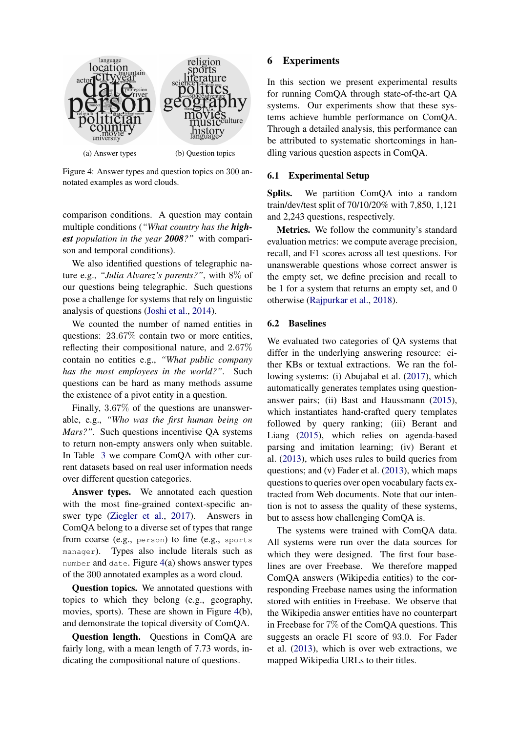(a) Answer types (b) Question topics

Figure 4: Answer types and question topics on 300 annotated examples as word clouds.

comparison conditions. A question may contain multiple conditions (*"What country has the **highest** population in the year **2008**?"* with comparison and temporal conditions).

We also identified questions of telegraphic nature e.g., *"Julia Alvarez's parents?"*, with 8% of our questions being telegraphic. Such questions pose a challenge for systems that rely on linguistic analysis of questions (Joshi et al., 2014).

We counted the number of named entities in questions: 23.67% contain two or more entities, reflecting their compositional nature, and 2.67% contain no entities e.g., *"What public company has the most employees in the world?"*. Such questions can be hard as many methods assume the existence of a pivot entity in a question.

Finally, 3.67% of the questions are unanswerable, e.g., *"Who was the first human being on Mars?"*. Such questions incentivise QA systems to return non-empty answers only when suitable. In Table 3 we compare ComQA with other current datasets based on real user information needs over different question categories.

**Answer types.** We annotated each question with the most fine-grained context-specific answer type (Ziegler et al., 2017). Answers in ComQA belong to a diverse set of types that range from coarse (e.g., `person`) to fine (e.g., `sports manager`). Types also include literals such as `number` and `date`. Figure 4(a) shows answer types of the 300 annotated examples as a word cloud.

**Question topics.** We annotated questions with topics to which they belong (e.g., geography, movies, sports). These are shown in Figure 4(b), and demonstrate the topical diversity of ComQA.

**Question length.** Questions in ComQA are fairly long, with a mean length of 7.73 words, indicating the compositional nature of questions.

# 6 Experiments

In this section we present experimental results for running ComQA through state-of-the-art QA systems. Our experiments show that these systems achieve humble performance on ComQA. Through a detailed analysis, this performance can be attributed to systematic shortcomings in handling various question aspects in ComQA.

## 6.1 Experimental Setup

**Splits.** We partition ComQA into a random train/dev/test split of 70/10/20% with 7,850, 1,121 and 2,243 questions, respectively.

**Metrics.** We follow the community's standard evaluation metrics: we compute average precision, recall, and F1 scores across all test questions. For unanswerable questions whose correct answer is the empty set, we define precision and recall to be 1 for a system that returns an empty set, and 0 otherwise (Rajpurkar et al., 2018).

## 6.2 Baselines

We evaluated two categories of QA systems that differ in the underlying answering resource: either KBs or textual extractions. We ran the following systems: (i) Abujabal et al. (2017), which automatically generates templates using question-answer pairs; (ii) Bast and Haussmann (2015), which instantiates hand-crafted query templates followed by query ranking; (iii) Berant and Liang (2015), which relies on agenda-based parsing and imitation learning; (iv) Berant et al. (2013), which uses rules to build queries from questions; and (v) Fader et al. (2013), which maps questions to queries over open vocabulary facts extracted from Web documents. Note that our intention is not to assess the quality of these systems, but to assess how challenging ComQA is.

The systems were trained with ComQA data. All systems were run over the data sources for which they were designed. The first four baselines are over Freebase. We therefore mapped ComQA answers (Wikipedia entities) to the corresponding Freebase names using the information stored with entities in Freebase. We observe that the Wikipedia answer entities have no counterpart in Freebase for 7% of the ComQA questions. This suggests an oracle F1 score of 93.0. For Fader et al. (2013), which is over web extractions, we mapped Wikipedia URLs to their titles.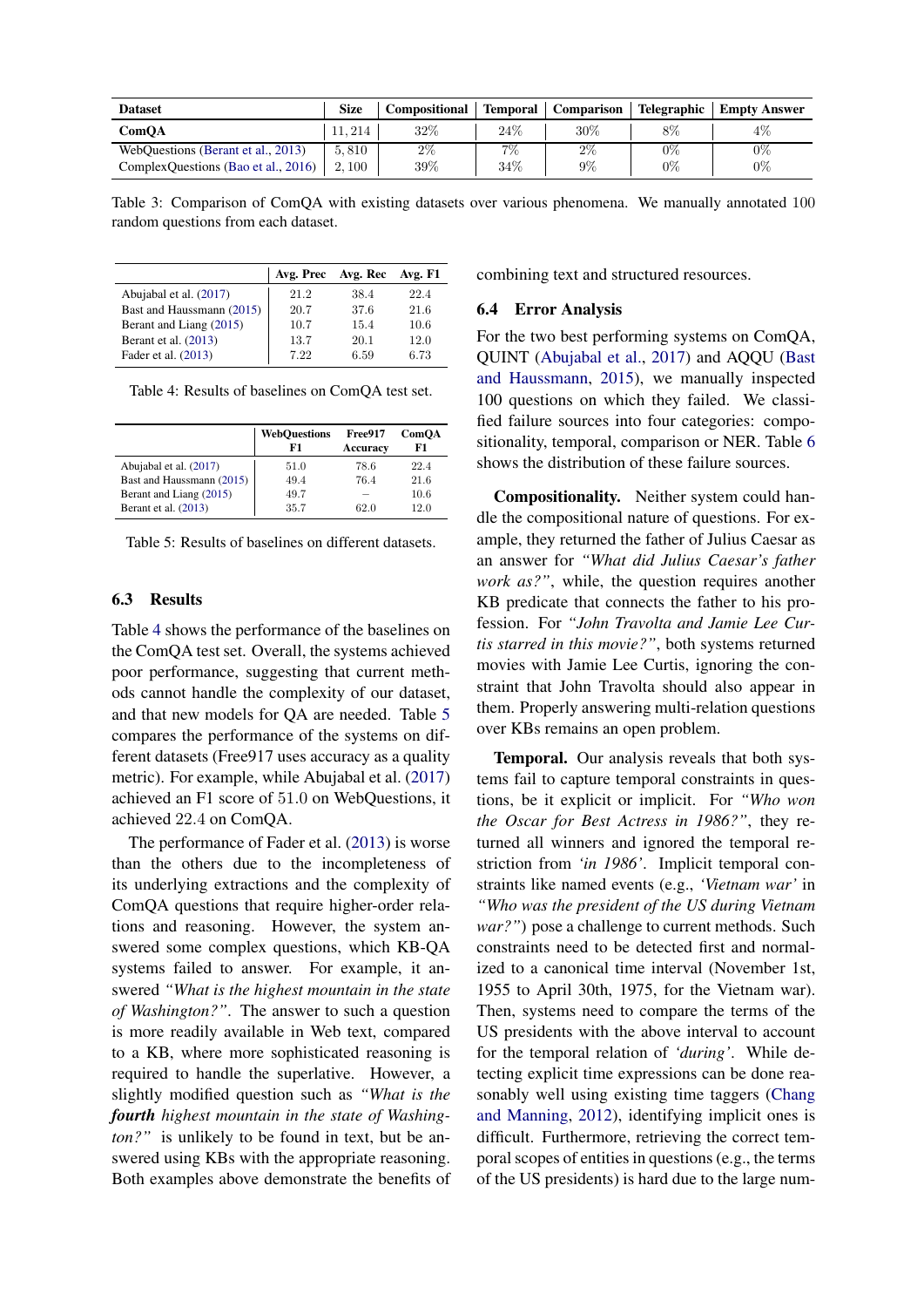| Dataset | Size | Compositional | Temporal | Comparison | Telegraphic | Empty Answer |
|---|---|---|---|---|---|---|
| **ComQA** | 11,214 | 32% | 24% | 30% | 8% | 4% |
| WebQuestions (Berant et al., 2013) | 5,810 | 2% | 7% | 2% | 0% | 0% |
| ComplexQuestions (Bao et al., 2016) | 2,100 | 39% | 34% | 9% | 0% | 0% |

Table 3: Comparison of ComQA with existing datasets over various phenomena. We manually annotated 100 random questions from each dataset.

| | Avg. Prec | Avg. Rec | Avg. F1 |
|---|---|---|---|
| Abujabal et al. (2017) | 21.2 | 38.4 | 22.4 |
| Bast and Haussmann (2015) | 20.7 | 37.6 | 21.6 |
| Berant and Liang (2015) | 10.7 | 15.4 | 10.6 |
| Berant et al. (2013) | 13.7 | 20.1 | 12.0 |
| Fader et al. (2013) | 7.22 | 6.59 | 6.73 |

Table 4: Results of baselines on ComQA test set.

| | WebQuestions F1 | Free917 Accuracy | ComQA F1 |
|---|---|---|---|
| Abujabal et al. (2017) | 51.0 | 78.6 | 22.4 |
| Bast and Haussmann (2015) | 49.4 | 76.4 | 21.6 |
| Berant and Liang (2015) | 49.7 | – | 10.6 |
| Berant et al. (2013) | 35.7 | 62.0 | 12.0 |

Table 5: Results of baselines on different datasets.

### 6.3 Results

Table 4 shows the performance of the baselines on the ComQA test set. Overall, the systems achieved poor performance, suggesting that current methods cannot handle the complexity of our dataset, and that new models for QA are needed. Table 5 compares the performance of the systems on different datasets (Free917 uses accuracy as a quality metric). For example, while Abujabal et al. (2017) achieved an F1 score of 51.0 on WebQuestions, it achieved 22.4 on ComQA.

The performance of Fader et al. (2013) is worse than the others due to the incompleteness of its underlying extractions and the complexity of ComQA questions that require higher-order relations and reasoning. However, the system answered some complex questions, which KB-QA systems failed to answer. For example, it answered *"What is the highest mountain in the state of Washington?"*. The answer to such a question is more readily available in Web text, compared to a KB, where more sophisticated reasoning is required to handle the superlative. However, a slightly modified question such as *"What is the **fourth** highest mountain in the state of Washington?"* is unlikely to be found in text, but be answered using KBs with the appropriate reasoning. Both examples above demonstrate the benefits of combining text and structured resources.

### 6.4 Error Analysis

For the two best performing systems on ComQA, QUINT (Abujabal et al., 2017) and AQQU (Bast and Haussmann, 2015), we manually inspected 100 questions on which they failed. We classified failure sources into four categories: compositionality, temporal, comparison or NER. Table 6 shows the distribution of these failure sources.

**Compositionality.** Neither system could handle the compositional nature of questions. For example, they returned the father of Julius Caesar as an answer for *"What did Julius Caesar's father work as?"*, while, the question requires another KB predicate that connects the father to his profession. For *"John Travolta and Jamie Lee Curtis starred in this movie?"*, both systems returned movies with Jamie Lee Curtis, ignoring the constraint that John Travolta should also appear in them. Properly answering multi-relation questions over KBs remains an open problem.

**Temporal.** Our analysis reveals that both systems fail to capture temporal constraints in questions, be it explicit or implicit. For *"Who won the Oscar for Best Actress in 1986?"*, they returned all winners and ignored the temporal restriction from *'in 1986'*. Implicit temporal constraints like named events (e.g., *'Vietnam war'* in *"Who was the president of the US during Vietnam war?"*) pose a challenge to current methods. Such constraints need to be detected first and normalized to a canonical time interval (November 1st, 1955 to April 30th, 1975, for the Vietnam war). Then, systems need to compare the terms of the US presidents with the above interval to account for the temporal relation of *'during'*. While detecting explicit time expressions can be done reasonably well using existing time taggers (Chang and Manning, 2012), identifying implicit ones is difficult. Furthermore, retrieving the correct temporal scopes of entities in questions (e.g., the terms of the US presidents) is hard due to the large num-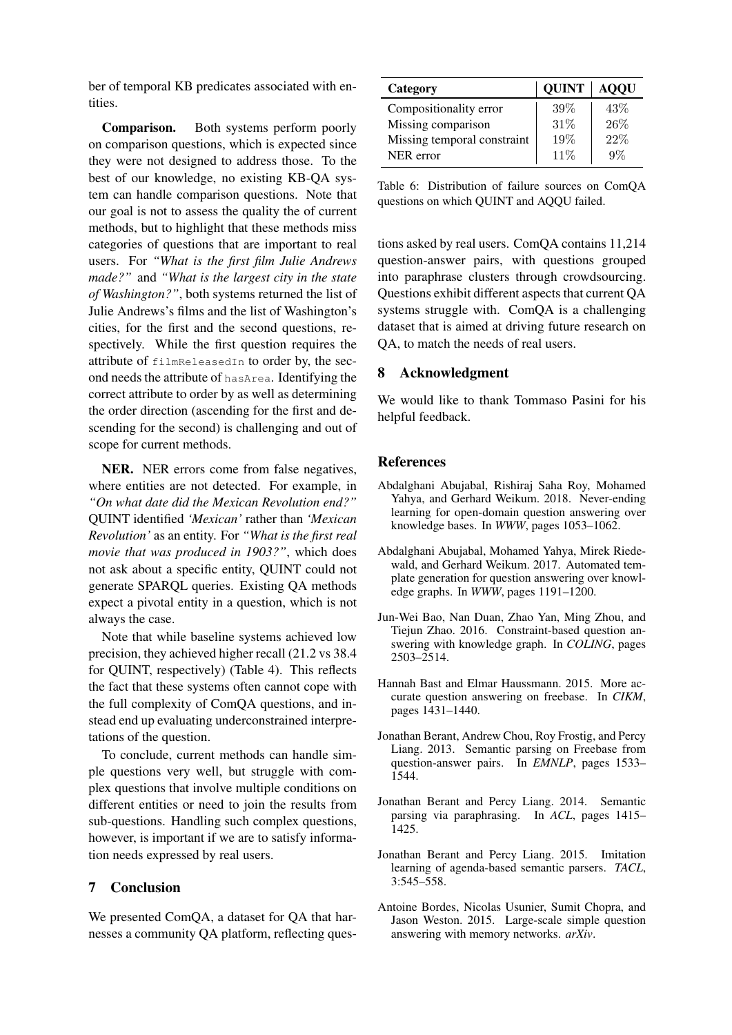ber of temporal KB predicates associated with entities.

**Comparison.** Both systems perform poorly on comparison questions, which is expected since they were not designed to address those. To the best of our knowledge, no existing KB-QA system can handle comparison questions. Note that our goal is not to assess the quality the of current methods, but to highlight that these methods miss categories of questions that are important to real users. For *"What is the first film Julie Andrews made?"* and *"What is the largest city in the state of Washington?"*, both systems returned the list of Julie Andrews's films and the list of Washington's cities, for the first and the second questions, respectively. While the first question requires the attribute of `filmReleasedIn` to order by, the second needs the attribute of `hasArea`. Identifying the correct attribute to order by as well as determining the order direction (ascending for the first and descending for the second) is challenging and out of scope for current methods.

**NER.** NER errors come from false negatives, where entities are not detected. For example, in *"On what date did the Mexican Revolution end?"* QUINT identified *'Mexican'* rather than *'Mexican Revolution'* as an entity. For *"What is the first real movie that was produced in 1903?"*, which does not ask about a specific entity, QUINT could not generate SPARQL queries. Existing QA methods expect a pivotal entity in a question, which is not always the case.

Note that while baseline systems achieved low precision, they achieved higher recall (21.2 vs 38.4 for QUINT, respectively) (Table 4). This reflects the fact that these systems often cannot cope with the full complexity of ComQA questions, and instead end up evaluating underconstrained interpretations of the question.

To conclude, current methods can handle simple questions very well, but struggle with complex questions that involve multiple conditions on different entities or need to join the results from sub-questions. Handling such complex questions, however, is important if we are to satisfy information needs expressed by real users.

## 7 Conclusion

We presented ComQA, a dataset for QA that harnesses a community QA platform, reflecting questions asked by real users. ComQA contains 11,214 question-answer pairs, with questions grouped into paraphrase clusters through crowdsourcing. Questions exhibit different aspects that current QA systems struggle with. ComQA is a challenging dataset that is aimed at driving future research on QA, to match the needs of real users.

| Category | QUINT | AQQU |
|---|---|---|
| Compositionality error | 39% | 43% |
| Missing comparison | 31% | 26% |
| Missing temporal constraint | 19% | 22% |
| NER error | 11% | 9% |

Table 6: Distribution of failure sources on ComQA questions on which QUINT and AQQU failed.

## 8 Acknowledgment

We would like to thank Tommaso Pasini for his helpful feedback.

## References

Abdalghani Abujabal, Rishiraj Saha Roy, Mohamed Yahya, and Gerhard Weikum. 2018. Never-ending learning for open-domain question answering over knowledge bases. In *WWW*, pages 1053–1062.

Abdalghani Abujabal, Mohamed Yahya, Mirek Riedewald, and Gerhard Weikum. 2017. Automated template generation for question answering over knowledge graphs. In *WWW*, pages 1191–1200.

Jun-Wei Bao, Nan Duan, Zhao Yan, Ming Zhou, and Tiejun Zhao. 2016. Constraint-based question answering with knowledge graph. In *COLING*, pages 2503–2514.

Hannah Bast and Elmar Haussmann. 2015. More accurate question answering on freebase. In *CIKM*, pages 1431–1440.

Jonathan Berant, Andrew Chou, Roy Frostig, and Percy Liang. 2013. Semantic parsing on Freebase from question-answer pairs. In *EMNLP*, pages 1533–1544.

Jonathan Berant and Percy Liang. 2014. Semantic parsing via paraphrasing. In *ACL*, pages 1415–1425.

Jonathan Berant and Percy Liang. 2015. Imitation learning of agenda-based semantic parsers. *TACL*, 3:545–558.

Antoine Bordes, Nicolas Usunier, Sumit Chopra, and Jason Weston. 2015. Large-scale simple question answering with memory networks. *arXiv*.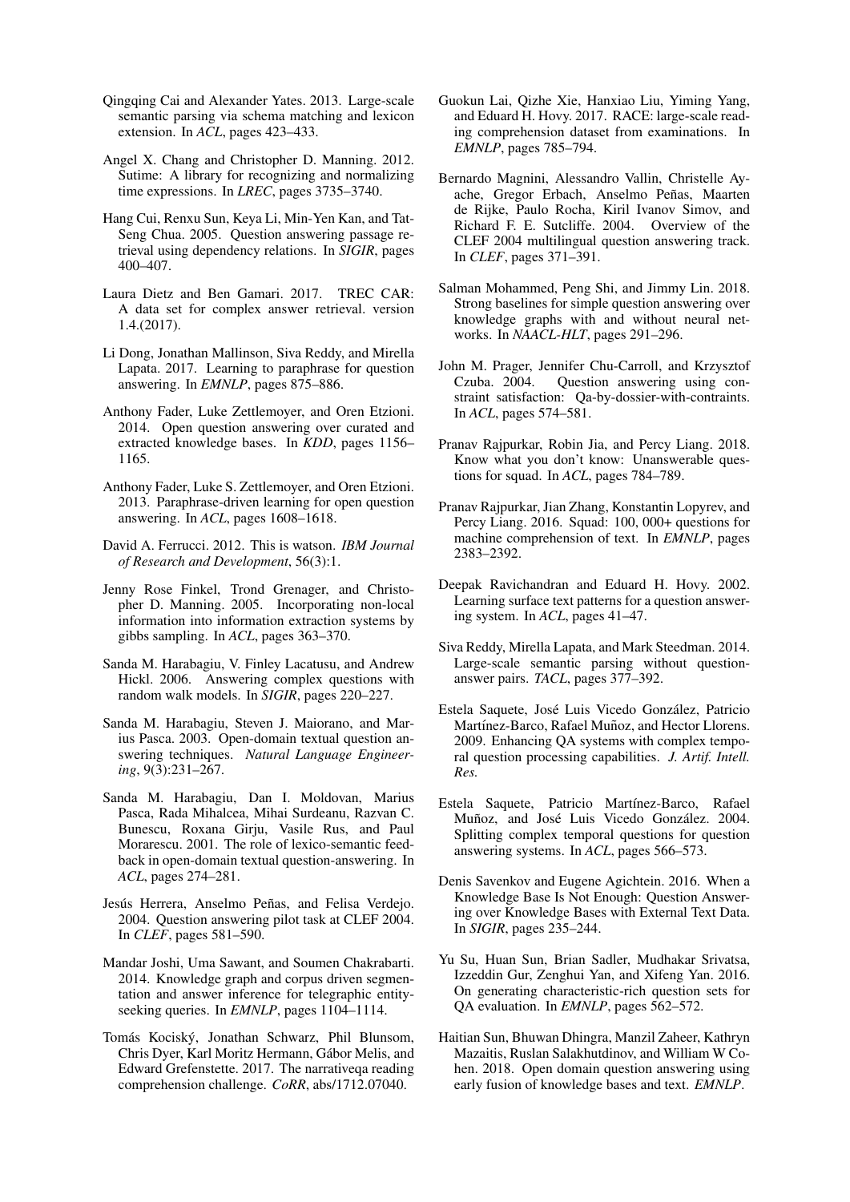Qingqing Cai and Alexander Yates. 2013. Large-scale semantic parsing via schema matching and lexicon extension. In *ACL*, pages 423–433.

Angel X. Chang and Christopher D. Manning. 2012. Sutime: A library for recognizing and normalizing time expressions. In *LREC*, pages 3735–3740.

Hang Cui, Renxu Sun, Keya Li, Min-Yen Kan, and Tat-Seng Chua. 2005. Question answering passage retrieval using dependency relations. In *SIGIR*, pages 400–407.

Laura Dietz and Ben Gamari. 2017. TREC CAR: A data set for complex answer retrieval. version 1.4.(2017).

Li Dong, Jonathan Mallinson, Siva Reddy, and Mirella Lapata. 2017. Learning to paraphrase for question answering. In *EMNLP*, pages 875–886.

Anthony Fader, Luke Zettlemoyer, and Oren Etzioni. 2014. Open question answering over curated and extracted knowledge bases. In *KDD*, pages 1156–1165.

Anthony Fader, Luke S. Zettlemoyer, and Oren Etzioni. 2013. Paraphrase-driven learning for open question answering. In *ACL*, pages 1608–1618.

David A. Ferrucci. 2012. This is watson. *IBM Journal of Research and Development*, 56(3):1.

Jenny Rose Finkel, Trond Grenager, and Christopher D. Manning. 2005. Incorporating non-local information into information extraction systems by gibbs sampling. In *ACL*, pages 363–370.

Sanda M. Harabagiu, V. Finley Lacatusu, and Andrew Hickl. 2006. Answering complex questions with random walk models. In *SIGIR*, pages 220–227.

Sanda M. Harabagiu, Steven J. Maiorano, and Marius Pasca. 2003. Open-domain textual question answering techniques. *Natural Language Engineering*, 9(3):231–267.

Sanda M. Harabagiu, Dan I. Moldovan, Marius Pasca, Rada Mihalcea, Mihai Surdeanu, Razvan C. Bunescu, Roxana Girju, Vasile Rus, and Paul Morarescu. 2001. The role of lexico-semantic feedback in open-domain textual question-answering. In *ACL*, pages 274–281.

Jesús Herrera, Anselmo Peñas, and Felisa Verdejo. 2004. Question answering pilot task at CLEF 2004. In *CLEF*, pages 581–590.

Mandar Joshi, Uma Sawant, and Soumen Chakrabarti. 2014. Knowledge graph and corpus driven segmentation and answer inference for telegraphic entity-seeking queries. In *EMNLP*, pages 1104–1114.

Tomás Kociský, Jonathan Schwarz, Phil Blunsom, Chris Dyer, Karl Moritz Hermann, Gábor Melis, and Edward Grefenstette. 2017. The narrativeqa reading comprehension challenge. *CoRR*, abs/1712.07040.

Guokun Lai, Qizhe Xie, Hanxiao Liu, Yiming Yang, and Eduard H. Hovy. 2017. RACE: large-scale reading comprehension dataset from examinations. In *EMNLP*, pages 785–794.

Bernardo Magnini, Alessandro Vallin, Christelle Ayache, Gregor Erbach, Anselmo Peñas, Maarten de Rijke, Paulo Rocha, Kiril Ivanov Simov, and Richard F. E. Sutcliffe. 2004. Overview of the CLEF 2004 multilingual question answering track. In *CLEF*, pages 371–391.

Salman Mohammed, Peng Shi, and Jimmy Lin. 2018. Strong baselines for simple question answering over knowledge graphs with and without neural networks. In *NAACL-HLT*, pages 291–296.

John M. Prager, Jennifer Chu-Carroll, and Krzysztof Czuba. 2004. Question answering using constraint satisfaction: Qa-by-dossier-with-contraints. In *ACL*, pages 574–581.

Pranav Rajpurkar, Robin Jia, and Percy Liang. 2018. Know what you don't know: Unanswerable questions for squad. In *ACL*, pages 784–789.

Pranav Rajpurkar, Jian Zhang, Konstantin Lopyrev, and Percy Liang. 2016. Squad: 100, 000+ questions for machine comprehension of text. In *EMNLP*, pages 2383–2392.

Deepak Ravichandran and Eduard H. Hovy. 2002. Learning surface text patterns for a question answering system. In *ACL*, pages 41–47.

Siva Reddy, Mirella Lapata, and Mark Steedman. 2014. Large-scale semantic parsing without question-answer pairs. *TACL*, pages 377–392.

Estela Saquete, José Luis Vicedo González, Patricio Martínez-Barco, Rafael Muñoz, and Hector Llorens. 2009. Enhancing QA systems with complex temporal question processing capabilities. *J. Artif. Intell. Res.*

Estela Saquete, Patricio Martínez-Barco, Rafael Muñoz, and José Luis Vicedo González. 2004. Splitting complex temporal questions for question answering systems. In *ACL*, pages 566–573.

Denis Savenkov and Eugene Agichtein. 2016. When a Knowledge Base Is Not Enough: Question Answering over Knowledge Bases with External Text Data. In *SIGIR*, pages 235–244.

Yu Su, Huan Sun, Brian Sadler, Mudhakar Srivatsa, Izzeddin Gur, Zenghui Yan, and Xifeng Yan. 2016. On generating characteristic-rich question sets for QA evaluation. In *EMNLP*, pages 562–572.

Haitian Sun, Bhuwan Dhingra, Manzil Zaheer, Kathryn Mazaitis, Ruslan Salakhutdinov, and William W Cohen. 2018. Open domain question answering using early fusion of knowledge bases and text. *EMNLP*.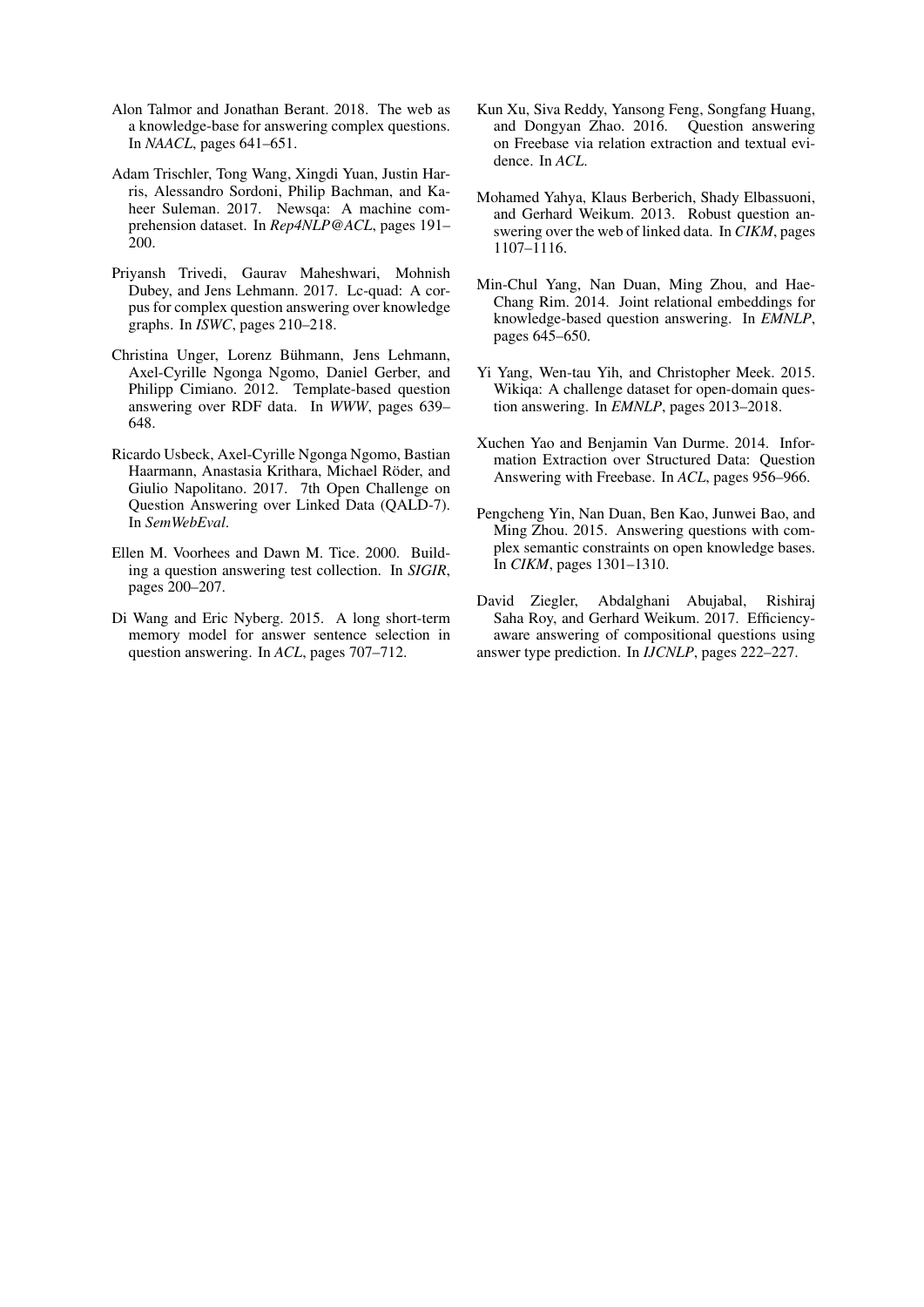Alon Talmor and Jonathan Berant. 2018. The web as a knowledge-base for answering complex questions. In *NAACL*, pages 641–651.

Adam Trischler, Tong Wang, Xingdi Yuan, Justin Harris, Alessandro Sordoni, Philip Bachman, and Kaheer Suleman. 2017. Newsqa: A machine comprehension dataset. In *Rep4NLP@ACL*, pages 191–200.

Priyansh Trivedi, Gaurav Maheshwari, Mohnish Dubey, and Jens Lehmann. 2017. Lc-quad: A corpus for complex question answering over knowledge graphs. In *ISWC*, pages 210–218.

Christina Unger, Lorenz Bühmann, Jens Lehmann, Axel-Cyrille Ngonga Ngomo, Daniel Gerber, and Philipp Cimiano. 2012. Template-based question answering over RDF data. In *WWW*, pages 639–648.

Ricardo Usbeck, Axel-Cyrille Ngonga Ngomo, Bastian Haarmann, Anastasia Krithara, Michael Röder, and Giulio Napolitano. 2017. 7th Open Challenge on Question Answering over Linked Data (QALD-7). In *SemWebEval*.

Ellen M. Voorhees and Dawn M. Tice. 2000. Building a question answering test collection. In *SIGIR*, pages 200–207.

Di Wang and Eric Nyberg. 2015. A long short-term memory model for answer sentence selection in question answering. In *ACL*, pages 707–712.

Kun Xu, Siva Reddy, Yansong Feng, Songfang Huang, and Dongyan Zhao. 2016. Question answering on Freebase via relation extraction and textual evidence. In *ACL*.

Mohamed Yahya, Klaus Berberich, Shady Elbassuoni, and Gerhard Weikum. 2013. Robust question answering over the web of linked data. In *CIKM*, pages 1107–1116.

Min-Chul Yang, Nan Duan, Ming Zhou, and Hae-Chang Rim. 2014. Joint relational embeddings for knowledge-based question answering. In *EMNLP*, pages 645–650.

Yi Yang, Wen-tau Yih, and Christopher Meek. 2015. Wikiqa: A challenge dataset for open-domain question answering. In *EMNLP*, pages 2013–2018.

Xuchen Yao and Benjamin Van Durme. 2014. Information Extraction over Structured Data: Question Answering with Freebase. In *ACL*, pages 956–966.

Pengcheng Yin, Nan Duan, Ben Kao, Junwei Bao, and Ming Zhou. 2015. Answering questions with complex semantic constraints on open knowledge bases. In *CIKM*, pages 1301–1310.

David Ziegler, Abdalghani Abujabal, Rishiraj Saha Roy, and Gerhard Weikum. 2017. Efficiency-aware answering of compositional questions using answer type prediction. In *IJCNLP*, pages 222–227.